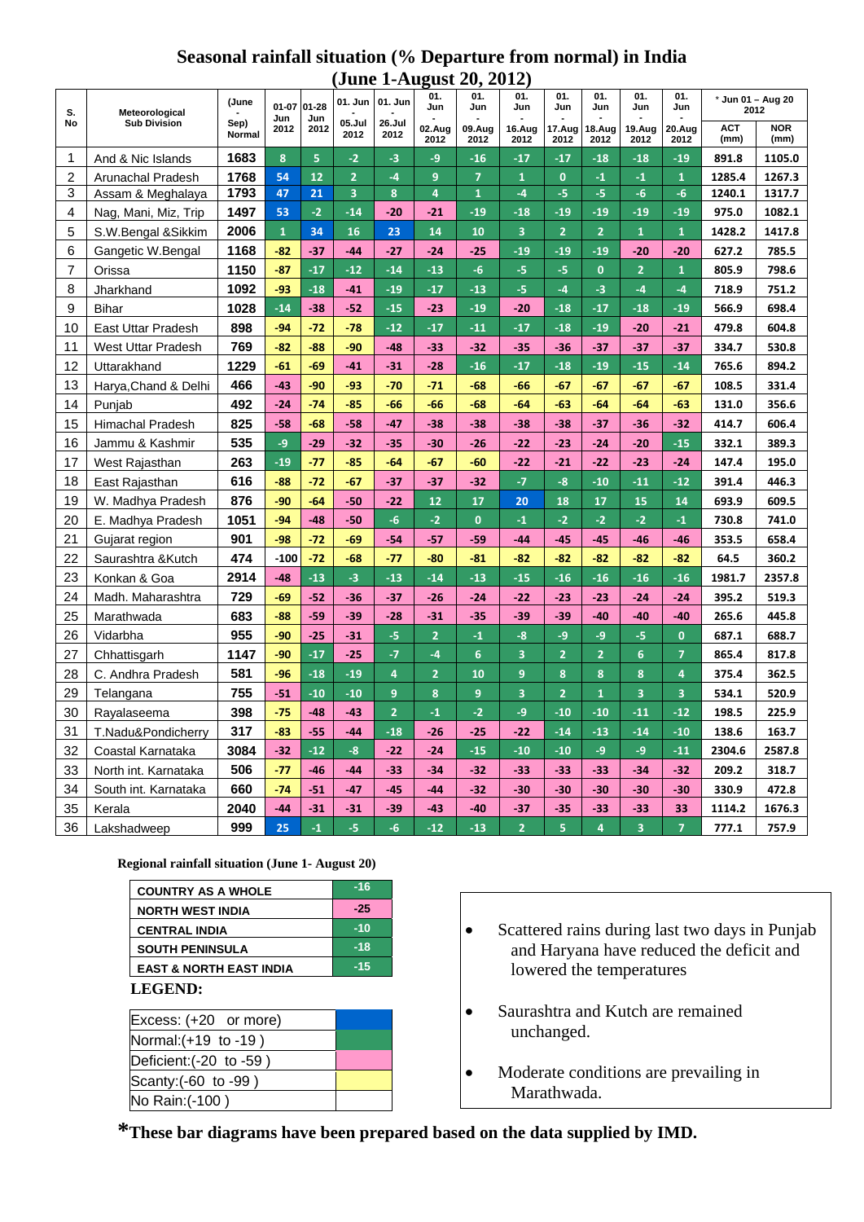# Seasonal rainfall situation (% Departure from normal) in India
## (June 1-August 20, 2012)

| S. No | Meteorological Sub Division | (June - Sep) Normal | 01-07 Jun 2012 | 01-28 Jun 2012 | 01. Jun - 05.Jul 2012 | 01. Jun - 26.Jul 2012 | 01. Jun - 02.Aug 2012 | 01. Jun - 09.Aug 2012 | 01. Jun - 16.Aug 2012 | 01. Jun - 17.Aug 2012 | 01. Jun - 18.Aug 2012 | 01. Jun - 19.Aug 2012 | 01. Jun - 20.Aug 2012 | * Jun 01 – Aug 20 2012 | |
|---|---|---|---|---|---|---|---|---|---|---|---|---|---|---|---|
| | | | | | | | | | | | | | | ACT (mm) | NOR (mm) |
| 1 | And & Nic Islands | 1683 | 8 | 5 | -2 | -3 | -9 | -16 | -17 | -17 | -18 | -18 | -19 | 891.8 | 1105.0 |
| 2 | Arunachal Pradesh | 1768 | 54 | 12 | 2 | -4 | 9 | 7 | 1 | 0 | -1 | -1 | 1 | 1285.4 | 1267.3 |
| 3 | Assam & Meghalaya | 1793 | 47 | 21 | 3 | 8 | 4 | 1 | -4 | -5 | -5 | -6 | -6 | 1240.1 | 1317.7 |
| 4 | Nag, Mani, Miz, Trip | 1497 | 53 | -2 | -14 | -20 | -21 | -19 | -18 | -19 | -19 | -19 | -19 | 975.0 | 1082.1 |
| 5 | S.W.Bengal &Sikkim | 2006 | 1 | 34 | 16 | 23 | 14 | 10 | 3 | 2 | 2 | 1 | 1 | 1428.2 | 1417.8 |
| 6 | Gangetic W.Bengal | 1168 | -82 | -37 | -44 | -27 | -24 | -25 | -19 | -19 | -19 | -20 | -20 | 627.2 | 785.5 |
| 7 | Orissa | 1150 | -87 | -17 | -12 | -14 | -13 | -6 | -5 | -5 | 0 | 2 | 1 | 805.9 | 798.6 |
| 8 | Jharkhand | 1092 | -93 | -18 | -41 | -19 | -17 | -13 | -5 | -4 | -3 | -4 | -4 | 718.9 | 751.2 |
| 9 | Bihar | 1028 | -14 | -38 | -52 | -15 | -23 | -19 | -20 | -18 | -17 | -18 | -19 | 566.9 | 698.4 |
| 10 | East Uttar Pradesh | 898 | -94 | -72 | -78 | -12 | -17 | -11 | -17 | -18 | -19 | -20 | -21 | 479.8 | 604.8 |
| 11 | West Uttar Pradesh | 769 | -82 | -88 | -90 | -48 | -33 | -32 | -35 | -36 | -37 | -37 | -37 | 334.7 | 530.8 |
| 12 | Uttarakhand | 1229 | -61 | -69 | -41 | -31 | -28 | -16 | -17 | -18 | -19 | -15 | -14 | 765.6 | 894.2 |
| 13 | Harya,Chand & Delhi | 466 | -43 | -90 | -93 | -70 | -71 | -68 | -66 | -67 | -67 | -67 | -67 | 108.5 | 331.4 |
| 14 | Punjab | 492 | -24 | -74 | -85 | -66 | -66 | -68 | -64 | -63 | -64 | -64 | -63 | 131.0 | 356.6 |
| 15 | Himachal Pradesh | 825 | -58 | -68 | -58 | -47 | -38 | -38 | -38 | -38 | -37 | -36 | -32 | 414.7 | 606.4 |
| 16 | Jammu & Kashmir | 535 | -9 | -29 | -32 | -35 | -30 | -26 | -22 | -23 | -24 | -20 | -15 | 332.1 | 389.3 |
| 17 | West Rajasthan | 263 | -19 | -77 | -85 | -64 | -67 | -60 | -22 | -21 | -22 | -23 | -24 | 147.4 | 195.0 |
| 18 | East Rajasthan | 616 | -88 | -72 | -67 | -37 | -37 | -32 | -7 | -8 | -10 | -11 | -12 | 391.4 | 446.3 |
| 19 | W. Madhya Pradesh | 876 | -90 | -64 | -50 | -22 | 12 | 17 | 20 | 18 | 17 | 15 | 14 | 693.9 | 609.5 |
| 20 | E. Madhya Pradesh | 1051 | -94 | -48 | -50 | -6 | -2 | 0 | -1 | -2 | -2 | -2 | -1 | 730.8 | 741.0 |
| 21 | Gujarat region | 901 | -98 | -72 | -69 | -54 | -57 | -59 | -44 | -45 | -45 | -46 | -46 | 353.5 | 658.4 |
| 22 | Saurashtra &Kutch | 474 | -100 | -72 | -68 | -77 | -80 | -81 | -82 | -82 | -82 | -82 | -82 | 64.5 | 360.2 |
| 23 | Konkan & Goa | 2914 | -48 | -13 | -3 | -13 | -14 | -13 | -15 | -16 | -16 | -16 | -16 | 1981.7 | 2357.8 |
| 24 | Madh. Maharashtra | 729 | -69 | -52 | -36 | -37 | -26 | -24 | -22 | -23 | -23 | -24 | -24 | 395.2 | 519.3 |
| 25 | Marathwada | 683 | -88 | -59 | -39 | -28 | -31 | -35 | -39 | -39 | -40 | -40 | -40 | 265.6 | 445.8 |
| 26 | Vidarbha | 955 | -90 | -25 | -31 | -5 | 2 | -1 | -8 | -9 | -9 | -5 | 0 | 687.1 | 688.7 |
| 27 | Chhattisgarh | 1147 | -90 | -17 | -25 | -7 | -4 | 6 | 3 | 2 | 2 | 6 | 7 | 865.4 | 817.8 |
| 28 | C. Andhra Pradesh | 581 | -96 | -18 | -19 | 4 | 2 | 10 | 9 | 8 | 8 | 8 | 4 | 375.4 | 362.5 |
| 29 | Telangana | 755 | -51 | -10 | -10 | 9 | 8 | 9 | 3 | 2 | 1 | 3 | 3 | 534.1 | 520.9 |
| 30 | Rayalaseema | 398 | -75 | -48 | -43 | 2 | -1 | -2 | -9 | -10 | -10 | -11 | -12 | 198.5 | 225.9 |
| 31 | T.Nadu&Pondicherry | 317 | -83 | -55 | -44 | -18 | -26 | -25 | -22 | -14 | -13 | -14 | -10 | 138.6 | 163.7 |
| 32 | Coastal Karnataka | 3084 | -32 | -12 | -8 | -22 | -24 | -15 | -10 | -10 | -9 | -9 | -11 | 2304.6 | 2587.8 |
| 33 | North int. Karnataka | 506 | -77 | -46 | -44 | -33 | -34 | -32 | -33 | -33 | -33 | -34 | -32 | 209.2 | 318.7 |
| 34 | South int. Karnataka | 660 | -74 | -51 | -47 | -45 | -44 | -32 | -30 | -30 | -30 | -30 | -30 | 330.9 | 472.8 |
| 35 | Kerala | 2040 | -44 | -31 | -31 | -39 | -43 | -40 | -37 | -35 | -33 | -33 | 33 | 1114.2 | 1676.3 |
| 36 | Lakshadweep | 999 | 25 | -1 | -5 | -6 | -12 | -13 | 2 | 5 | 4 | 3 | 7 | 777.1 | 757.9 |

**Regional rainfall situation (June 1- August 20)**

| Region | % Departure |
|---|---|
| COUNTRY AS A WHOLE | -16 |
| NORTH WEST INDIA | -25 |
| CENTRAL INDIA | -10 |
| SOUTH PENINSULA | -18 |
| EAST & NORTH EAST INDIA | -15 |

**LEGEND:**

| Category | Colour |
|---|---|
| Excess: (+20 or more) | Blue |
| Normal:(+19 to -19 ) | Green |
| Deficient:(-20 to -59 ) | Pink |
| Scanty:(-60 to -99 ) | Yellow |
| No Rain:(-100 ) | White |

- Scattered rains during last two days in Punjab and Haryana have reduced the deficit and lowered the temperatures
- Saurashtra and Kutch are remained unchanged.
- Moderate conditions are prevailing in Marathwada.

***These bar diagrams have been prepared based on the data supplied by IMD.**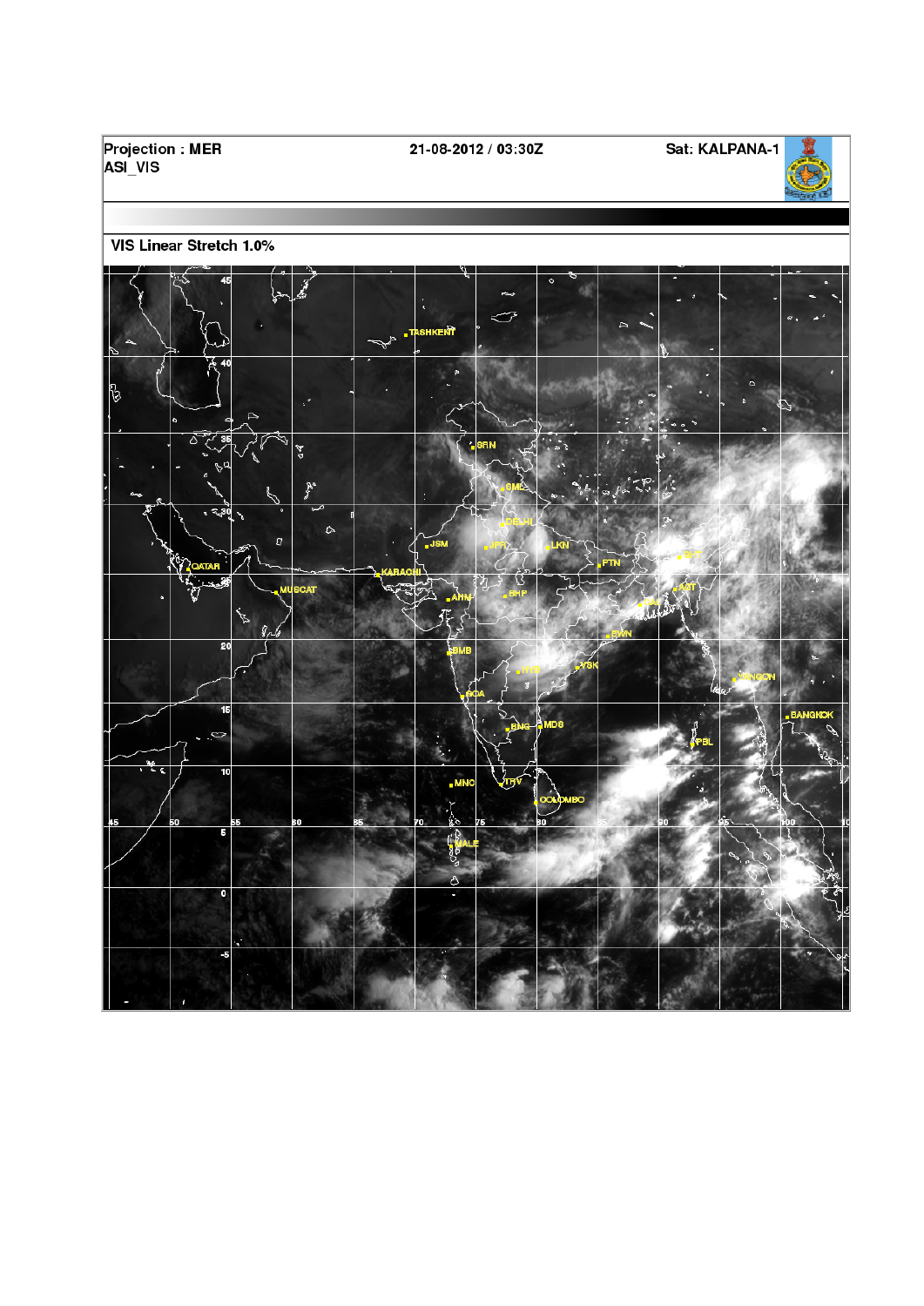Projection : MER
ASI_VIS

21-08-2012 / 03:30Z

Sat: KALPANA-1

VIS Linear Stretch 1.0%